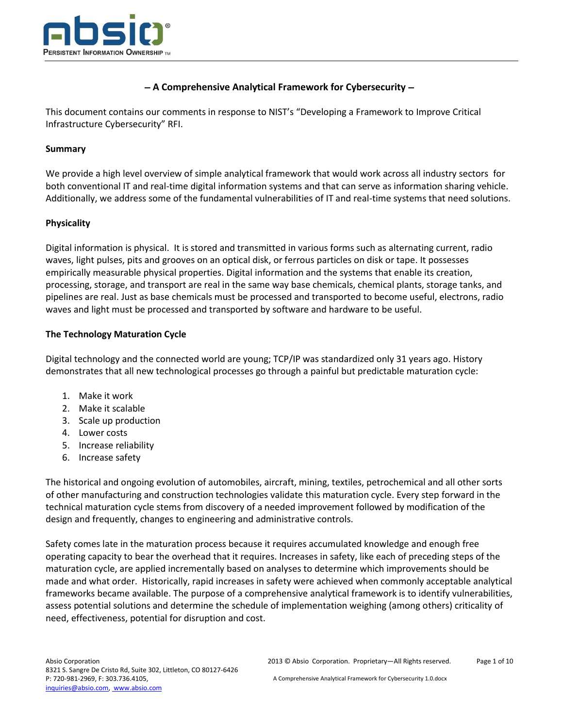# – A Comprehensive Analytical Framework for Cybersecurity –

This document contains our comments in response to NIST's "Developing a Framework to Improve Critical Infrastructure Cybersecurity" RFI.

## Summary

We provide a high level overview of simple analytical framework that would work across all industry sectors for both conventional IT and real-time digital information systems and that can serve as information sharing vehicle. Additionally, we address some of the fundamental vulnerabilities of IT and real-time systems that need solutions.

## Physicality

Digital information is physical. It is stored and transmitted in various forms such as alternating current, radio waves, light pulses, pits and grooves on an optical disk, or ferrous particles on disk or tape. It possesses empirically measurable physical properties. Digital information and the systems that enable its creation, processing, storage, and transport are real in the same way base chemicals, chemical plants, storage tanks, and pipelines are real. Just as base chemicals must be processed and transported to become useful, electrons, radio waves and light must be processed and transported by software and hardware to be useful.

## The Technology Maturation Cycle

Digital technology and the connected world are young; TCP/IP was standardized only 31 years ago. History demonstrates that all new technological processes go through a painful but predictable maturation cycle:

1. Make it work
2. Make it scalable
3. Scale up production
4. Lower costs
5. Increase reliability
6. Increase safety

The historical and ongoing evolution of automobiles, aircraft, mining, textiles, petrochemical and all other sorts of other manufacturing and construction technologies validate this maturation cycle. Every step forward in the technical maturation cycle stems from discovery of a needed improvement followed by modification of the design and frequently, changes to engineering and administrative controls.

Safety comes late in the maturation process because it requires accumulated knowledge and enough free operating capacity to bear the overhead that it requires. Increases in safety, like each of preceding steps of the maturation cycle, are applied incrementally based on analyses to determine which improvements should be made and what order. Historically, rapid increases in safety were achieved when commonly acceptable analytical frameworks became available. The purpose of a comprehensive analytical framework is to identify vulnerabilities, assess potential solutions and determine the schedule of implementation weighing (among others) criticality of need, effectiveness, potential for disruption and cost.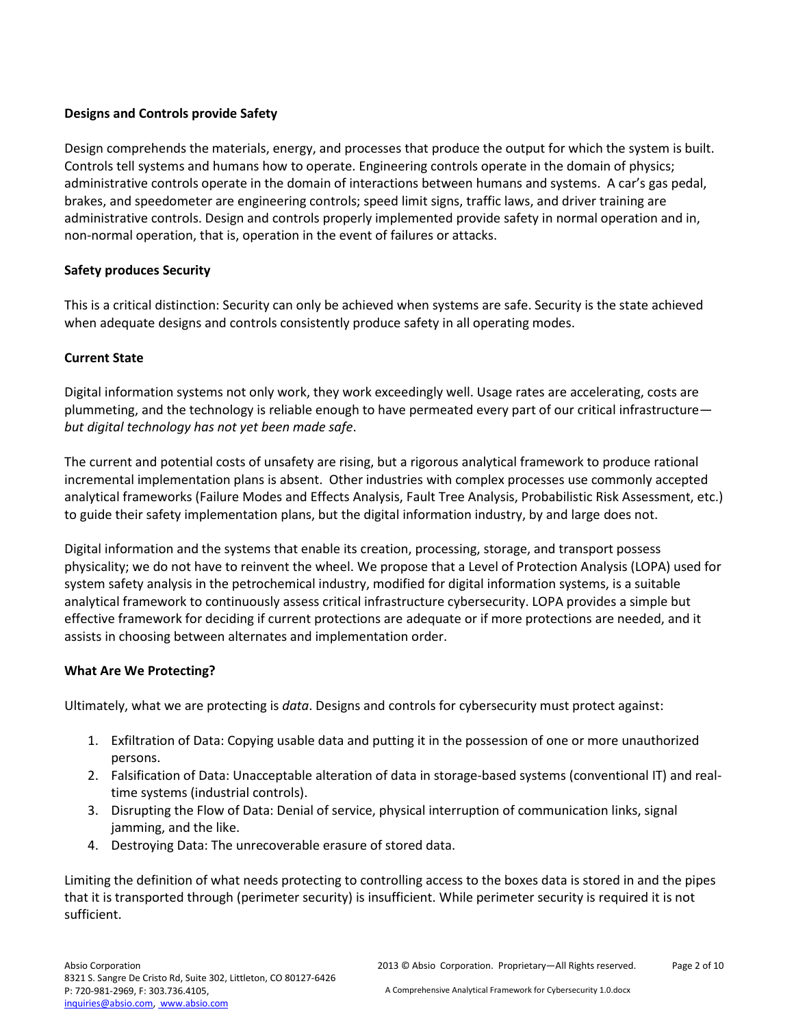**Designs and Controls provide Safety**

Design comprehends the materials, energy, and processes that produce the output for which the system is built. Controls tell systems and humans how to operate. Engineering controls operate in the domain of physics; administrative controls operate in the domain of interactions between humans and systems. A car's gas pedal, brakes, and speedometer are engineering controls; speed limit signs, traffic laws, and driver training are administrative controls. Design and controls properly implemented provide safety in normal operation and in, non-normal operation, that is, operation in the event of failures or attacks.

**Safety produces Security**

This is a critical distinction: Security can only be achieved when systems are safe. Security is the state achieved when adequate designs and controls consistently produce safety in all operating modes.

**Current State**

Digital information systems not only work, they work exceedingly well. Usage rates are accelerating, costs are plummeting, and the technology is reliable enough to have permeated every part of our critical infrastructure—*but digital technology has not yet been made safe*.

The current and potential costs of unsafety are rising, but a rigorous analytical framework to produce rational incremental implementation plans is absent. Other industries with complex processes use commonly accepted analytical frameworks (Failure Modes and Effects Analysis, Fault Tree Analysis, Probabilistic Risk Assessment, etc.) to guide their safety implementation plans, but the digital information industry, by and large does not.

Digital information and the systems that enable its creation, processing, storage, and transport possess physicality; we do not have to reinvent the wheel. We propose that a Level of Protection Analysis (LOPA) used for system safety analysis in the petrochemical industry, modified for digital information systems, is a suitable analytical framework to continuously assess critical infrastructure cybersecurity. LOPA provides a simple but effective framework for deciding if current protections are adequate or if more protections are needed, and it assists in choosing between alternates and implementation order.

**What Are We Protecting?**

Ultimately, what we are protecting is *data*. Designs and controls for cybersecurity must protect against:

1. Exfiltration of Data: Copying usable data and putting it in the possession of one or more unauthorized persons.
2. Falsification of Data: Unacceptable alteration of data in storage-based systems (conventional IT) and real-time systems (industrial controls).
3. Disrupting the Flow of Data: Denial of service, physical interruption of communication links, signal jamming, and the like.
4. Destroying Data: The unrecoverable erasure of stored data.

Limiting the definition of what needs protecting to controlling access to the boxes data is stored in and the pipes that it is transported through (perimeter security) is insufficient. While perimeter security is required it is not sufficient.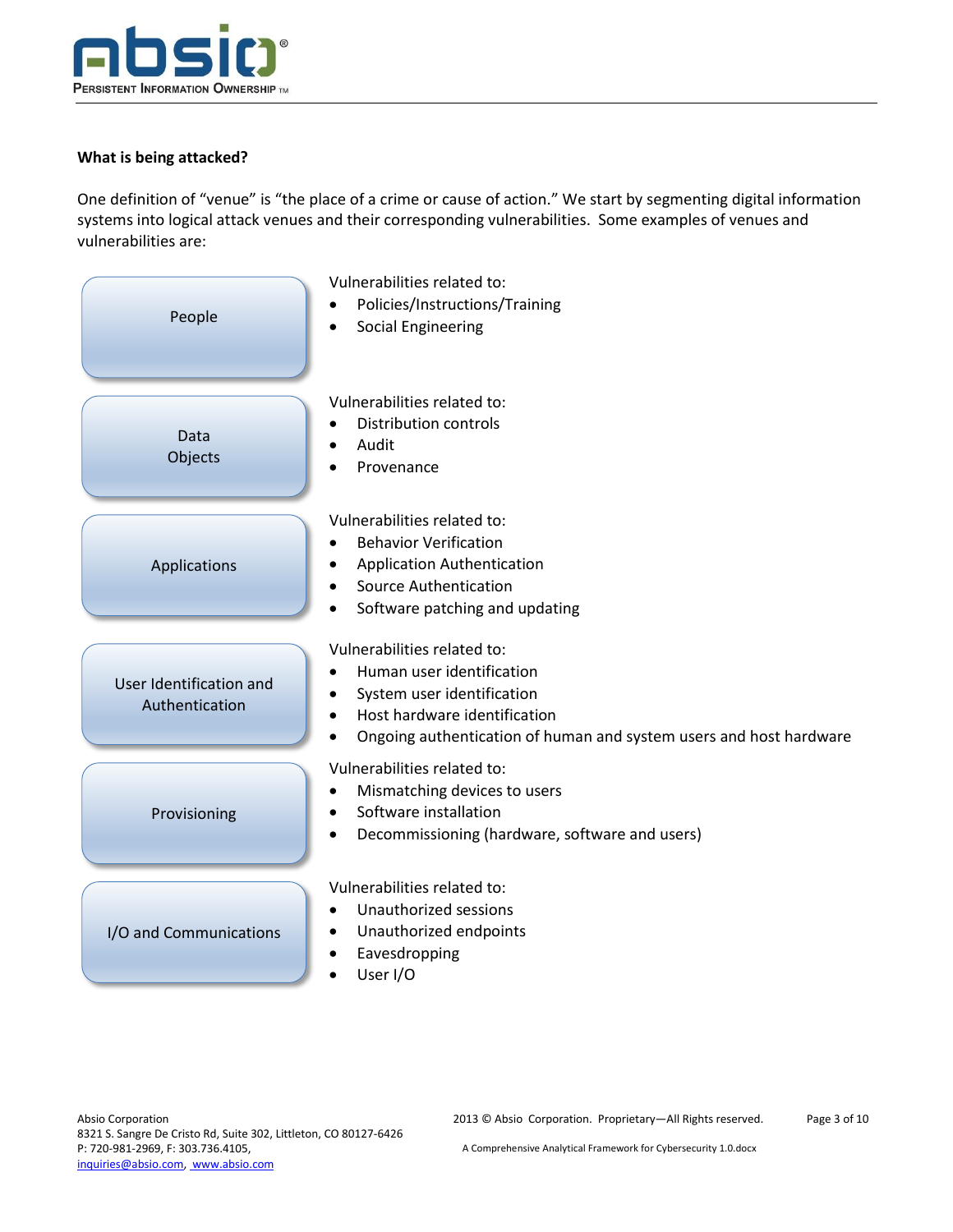**What is being attacked?**

One definition of "venue" is "the place of a crime or cause of action." We start by segmenting digital information systems into logical attack venues and their corresponding vulnerabilities. Some examples of venues and vulnerabilities are:

**People**

Vulnerabilities related to:

- Policies/Instructions/Training
- Social Engineering

**Data Objects**

Vulnerabilities related to:

- Distribution controls
- Audit
- Provenance

**Applications**

Vulnerabilities related to:

- Behavior Verification
- Application Authentication
- Source Authentication
- Software patching and updating

**User Identification and Authentication**

Vulnerabilities related to:

- Human user identification
- System user identification
- Host hardware identification
- Ongoing authentication of human and system users and host hardware

**Provisioning**

Vulnerabilities related to:

- Mismatching devices to users
- Software installation
- Decommissioning (hardware, software and users)

**I/O and Communications**

Vulnerabilities related to:

- Unauthorized sessions
- Unauthorized endpoints
- Eavesdropping
- User I/O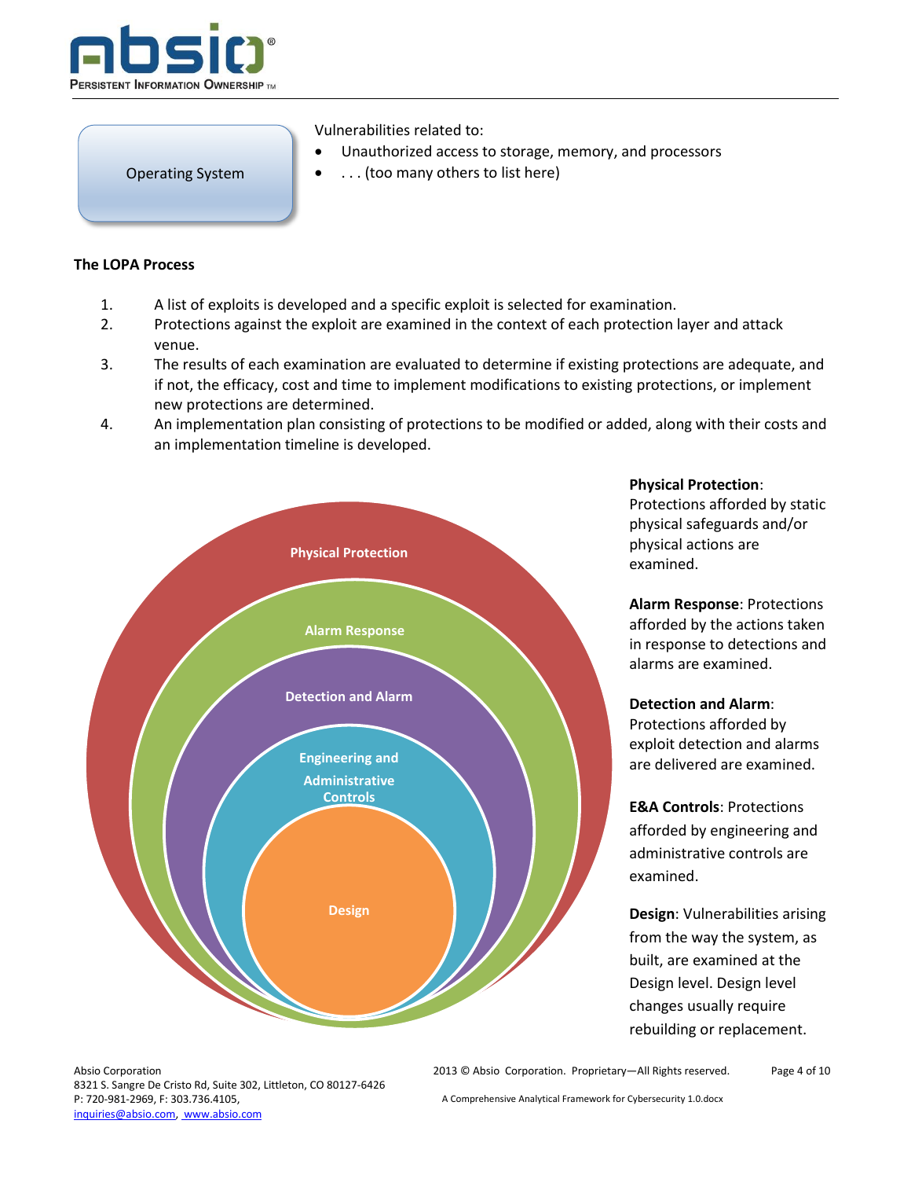Operating System

Vulnerabilities related to:

- Unauthorized access to storage, memory, and processors
- . . . (too many others to list here)

**The LOPA Process**

1. A list of exploits is developed and a specific exploit is selected for examination.
2. Protections against the exploit are examined in the context of each protection layer and attack venue.
3. The results of each examination are evaluated to determine if existing protections are adequate, and if not, the efficacy, cost and time to implement modifications to existing protections, or implement new protections are determined.
4. An implementation plan consisting of protections to be modified or added, along with their costs and an implementation timeline is developed.

Physical Protection

Alarm Response

Detection and Alarm

Engineering and Administrative Controls

Design

**Physical Protection**: Protections afforded by static physical safeguards and/or physical actions are examined.

**Alarm Response**: Protections afforded by the actions taken in response to detections and alarms are examined.

**Detection and Alarm**: Protections afforded by exploit detection and alarms are delivered are examined.

**E&A Controls**: Protections afforded by engineering and administrative controls are examined.

**Design**: Vulnerabilities arising from the way the system, as built, are examined at the Design level. Design level changes usually require rebuilding or replacement.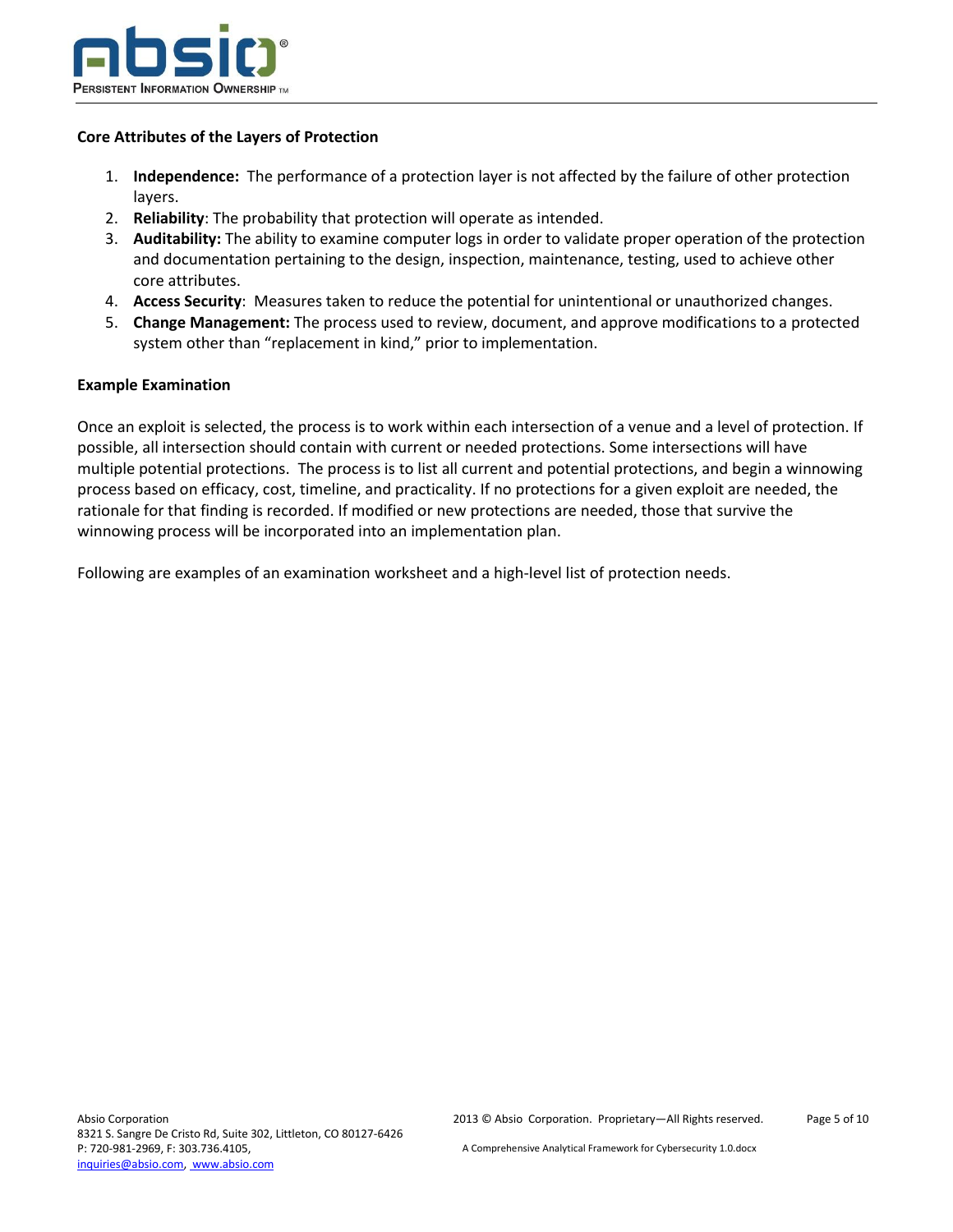### Core Attributes of the Layers of Protection

1. **Independence:** The performance of a protection layer is not affected by the failure of other protection layers.
2. **Reliability**: The probability that protection will operate as intended.
3. **Auditability:** The ability to examine computer logs in order to validate proper operation of the protection and documentation pertaining to the design, inspection, maintenance, testing, used to achieve other core attributes.
4. **Access Security**: Measures taken to reduce the potential for unintentional or unauthorized changes.
5. **Change Management:** The process used to review, document, and approve modifications to a protected system other than "replacement in kind," prior to implementation.

### Example Examination

Once an exploit is selected, the process is to work within each intersection of a venue and a level of protection. If possible, all intersection should contain with current or needed protections. Some intersections will have multiple potential protections. The process is to list all current and potential protections, and begin a winnowing process based on efficacy, cost, timeline, and practicality. If no protections for a given exploit are needed, the rationale for that finding is recorded. If modified or new protections are needed, those that survive the winnowing process will be incorporated into an implementation plan.

Following are examples of an examination worksheet and a high-level list of protection needs.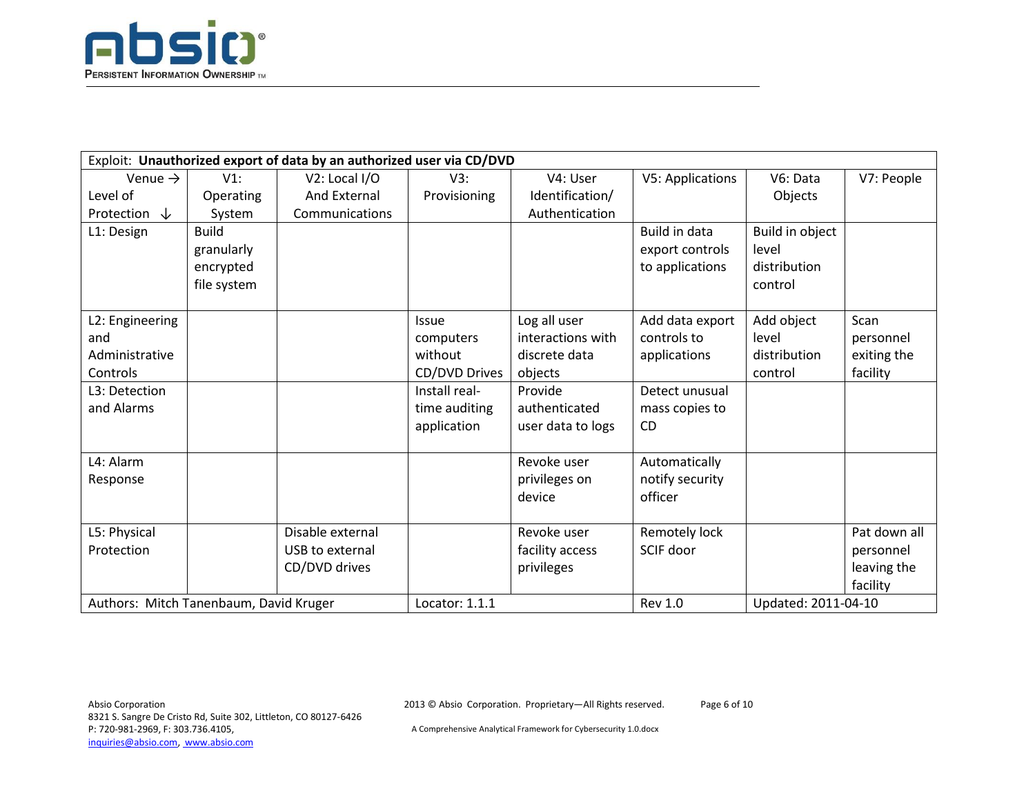| Exploit: **Unauthorized export of data by an authorized user via CD/DVD** | | | | | | | |
|---|---|---|---|---|---|---|---|
| Venue → Level of Protection ↓ | V1: Operating System | V2: Local I/O And External Communications | V3: Provisioning | V4: User Identification/ Authentication | V5: Applications | V6: Data Objects | V7: People |
| L1: Design | Build granularly encrypted file system | | | | Build in data export controls to applications | Build in object level distribution control | |
| L2: Engineering and Administrative Controls | | | Issue computers without CD/DVD Drives | Log all user interactions with discrete data objects | Add data export controls to applications | Add object level distribution control | Scan personnel exiting the facility |
| L3: Detection and Alarms | | | Install real-time auditing application | Provide authenticated user data to logs | Detect unusual mass copies to CD | | |
| L4: Alarm Response | | | | Revoke user privileges on device | Automatically notify security officer | | |
| L5: Physical Protection | | Disable external USB to external CD/DVD drives | | Revoke user facility access privileges | Remotely lock SCIF door | | Pat down all personnel leaving the facility |
| Authors: Mitch Tanenbaum, David Kruger | | | Locator: 1.1.1 | | Rev 1.0 | Updated: 2011-04-10 | |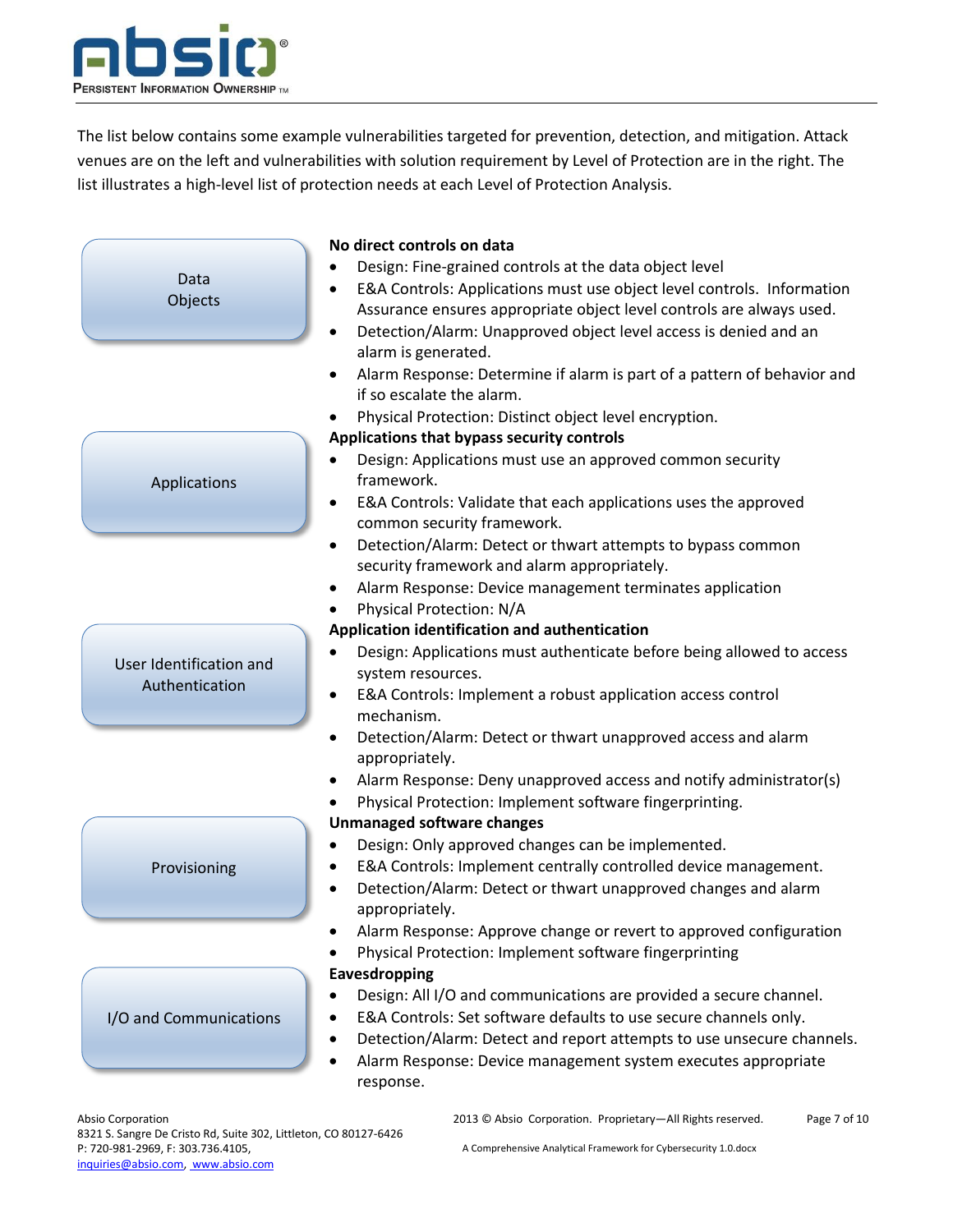The list below contains some example vulnerabilities targeted for prevention, detection, and mitigation. Attack venues are on the left and vulnerabilities with solution requirement by Level of Protection are in the right. The list illustrates a high-level list of protection needs at each Level of Protection Analysis.

| Attack Venue | Vulnerabilities and Solution Requirements |
| --- | --- |
| Data Objects | **No direct controls on data**<br>• Design: Fine-grained controls at the data object level<br>• E&A Controls: Applications must use object level controls. Information Assurance ensures appropriate object level controls are always used.<br>• Detection/Alarm: Unapproved object level access is denied and an alarm is generated.<br>• Alarm Response: Determine if alarm is part of a pattern of behavior and if so escalate the alarm.<br>• Physical Protection: Distinct object level encryption. |
| Applications | **Applications that bypass security controls**<br>• Design: Applications must use an approved common security framework.<br>• E&A Controls: Validate that each applications uses the approved common security framework.<br>• Detection/Alarm: Detect or thwart attempts to bypass common security framework and alarm appropriately.<br>• Alarm Response: Device management terminates application<br>• Physical Protection: N/A |
| User Identification and Authentication | **Application identification and authentication**<br>• Design: Applications must authenticate before being allowed to access system resources.<br>• E&A Controls: Implement a robust application access control mechanism.<br>• Detection/Alarm: Detect or thwart unapproved access and alarm appropriately.<br>• Alarm Response: Deny unapproved access and notify administrator(s)<br>• Physical Protection: Implement software fingerprinting. |
| Provisioning | **Unmanaged software changes**<br>• Design: Only approved changes can be implemented.<br>• E&A Controls: Implement centrally controlled device management.<br>• Detection/Alarm: Detect or thwart unapproved changes and alarm appropriately.<br>• Alarm Response: Approve change or revert to approved configuration<br>• Physical Protection: Implement software fingerprinting |
| I/O and Communications | **Eavesdropping**<br>• Design: All I/O and communications are provided a secure channel.<br>• E&A Controls: Set software defaults to use secure channels only.<br>• Detection/Alarm: Detect and report attempts to use unsecure channels.<br>• Alarm Response: Device management system executes appropriate response. |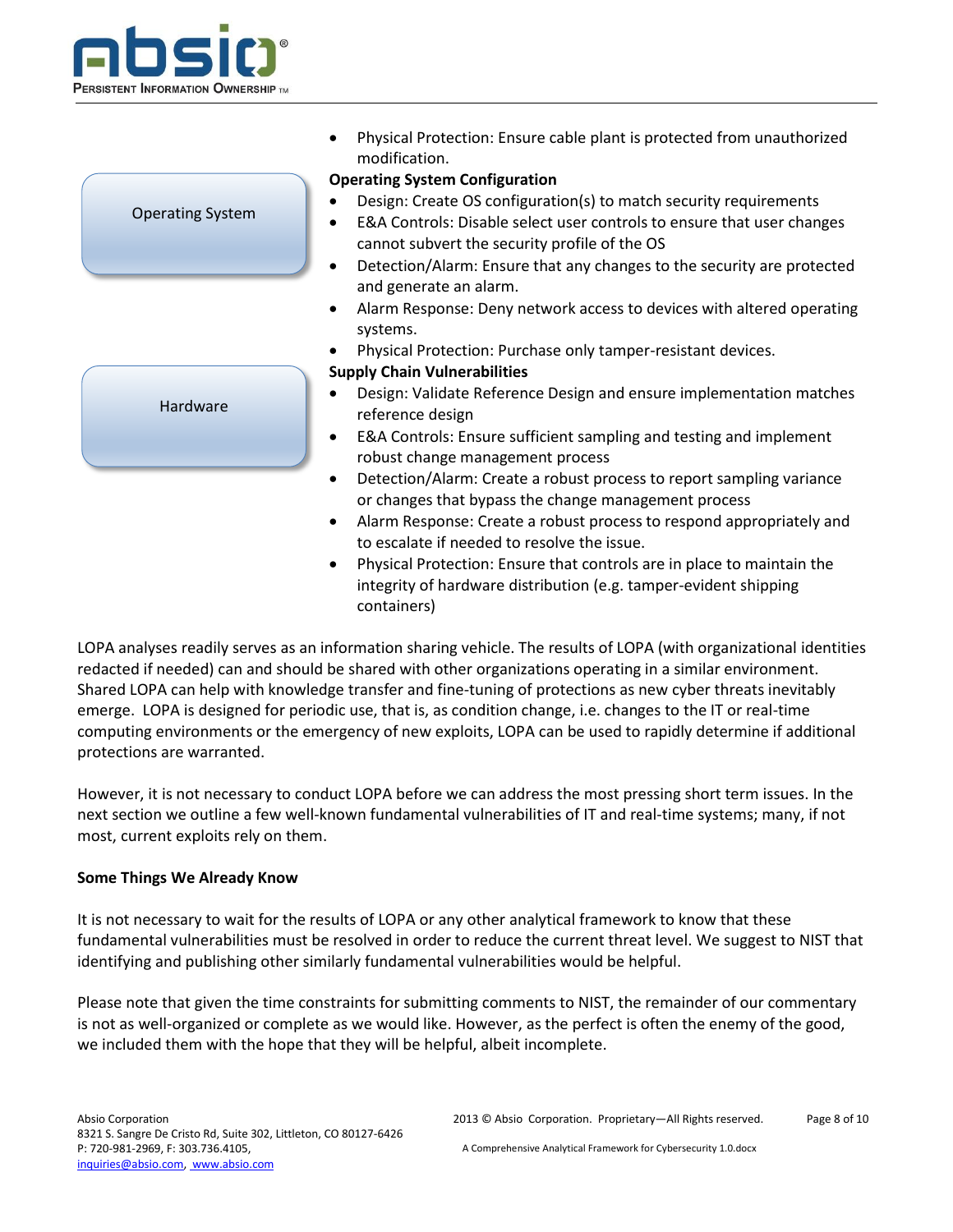- Physical Protection: Ensure cable plant is protected from unauthorized modification.

Operating System

**Operating System Configuration**

- Design: Create OS configuration(s) to match security requirements
- E&A Controls: Disable select user controls to ensure that user changes cannot subvert the security profile of the OS
- Detection/Alarm: Ensure that any changes to the security are protected and generate an alarm.
- Alarm Response: Deny network access to devices with altered operating systems.
- Physical Protection: Purchase only tamper-resistant devices.

Hardware

**Supply Chain Vulnerabilities**

- Design: Validate Reference Design and ensure implementation matches reference design
- E&A Controls: Ensure sufficient sampling and testing and implement robust change management process
- Detection/Alarm: Create a robust process to report sampling variance or changes that bypass the change management process
- Alarm Response: Create a robust process to respond appropriately and to escalate if needed to resolve the issue.
- Physical Protection: Ensure that controls are in place to maintain the integrity of hardware distribution (e.g. tamper-evident shipping containers)

LOPA analyses readily serves as an information sharing vehicle. The results of LOPA (with organizational identities redacted if needed) can and should be shared with other organizations operating in a similar environment. Shared LOPA can help with knowledge transfer and fine-tuning of protections as new cyber threats inevitably emerge. LOPA is designed for periodic use, that is, as condition change, i.e. changes to the IT or real-time computing environments or the emergency of new exploits, LOPA can be used to rapidly determine if additional protections are warranted.

However, it is not necessary to conduct LOPA before we can address the most pressing short term issues. In the next section we outline a few well-known fundamental vulnerabilities of IT and real-time systems; many, if not most, current exploits rely on them.

**Some Things We Already Know**

It is not necessary to wait for the results of LOPA or any other analytical framework to know that these fundamental vulnerabilities must be resolved in order to reduce the current threat level. We suggest to NIST that identifying and publishing other similarly fundamental vulnerabilities would be helpful.

Please note that given the time constraints for submitting comments to NIST, the remainder of our commentary is not as well-organized or complete as we would like. However, as the perfect is often the enemy of the good, we included them with the hope that they will be helpful, albeit incomplete.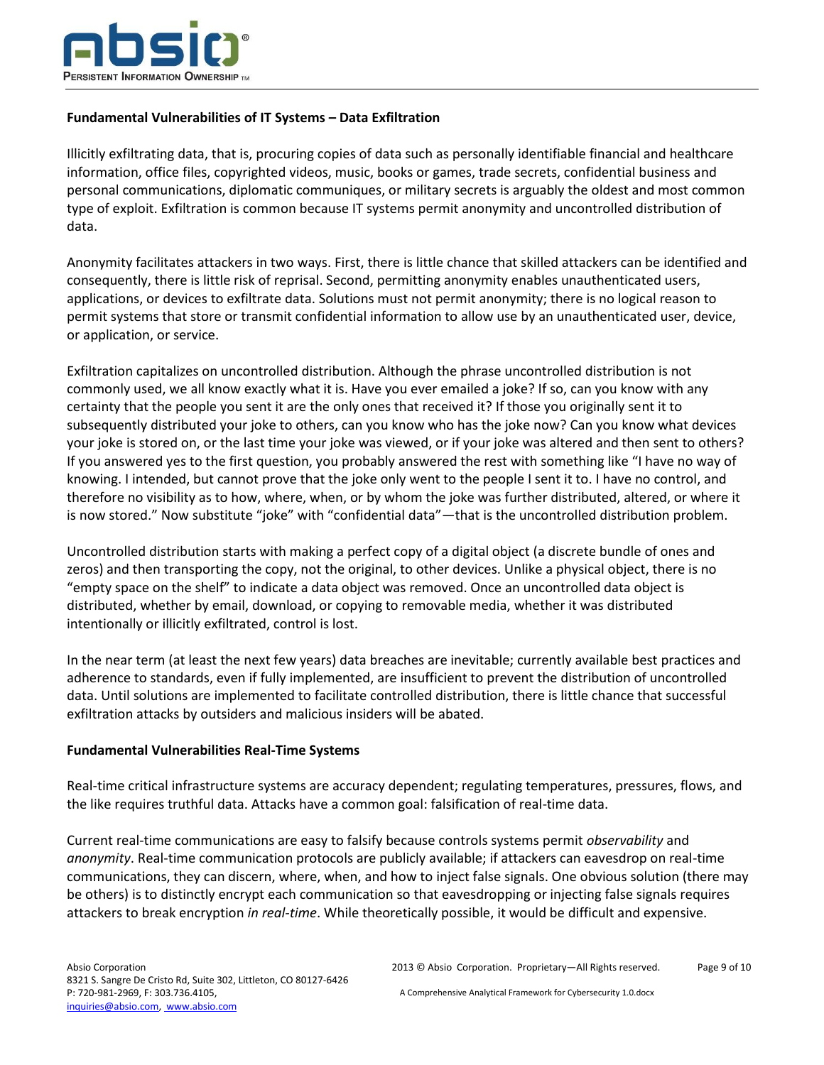**Fundamental Vulnerabilities of IT Systems – Data Exfiltration**

Illicitly exfiltrating data, that is, procuring copies of data such as personally identifiable financial and healthcare information, office files, copyrighted videos, music, books or games, trade secrets, confidential business and personal communications, diplomatic communiques, or military secrets is arguably the oldest and most common type of exploit. Exfiltration is common because IT systems permit anonymity and uncontrolled distribution of data.

Anonymity facilitates attackers in two ways. First, there is little chance that skilled attackers can be identified and consequently, there is little risk of reprisal. Second, permitting anonymity enables unauthenticated users, applications, or devices to exfiltrate data. Solutions must not permit anonymity; there is no logical reason to permit systems that store or transmit confidential information to allow use by an unauthenticated user, device, or application, or service.

Exfiltration capitalizes on uncontrolled distribution. Although the phrase uncontrolled distribution is not commonly used, we all know exactly what it is. Have you ever emailed a joke? If so, can you know with any certainty that the people you sent it are the only ones that received it? If those you originally sent it to subsequently distributed your joke to others, can you know who has the joke now? Can you know what devices your joke is stored on, or the last time your joke was viewed, or if your joke was altered and then sent to others? If you answered yes to the first question, you probably answered the rest with something like "I have no way of knowing. I intended, but cannot prove that the joke only went to the people I sent it to. I have no control, and therefore no visibility as to how, where, when, or by whom the joke was further distributed, altered, or where it is now stored." Now substitute "joke" with "confidential data"—that is the uncontrolled distribution problem.

Uncontrolled distribution starts with making a perfect copy of a digital object (a discrete bundle of ones and zeros) and then transporting the copy, not the original, to other devices. Unlike a physical object, there is no "empty space on the shelf" to indicate a data object was removed. Once an uncontrolled data object is distributed, whether by email, download, or copying to removable media, whether it was distributed intentionally or illicitly exfiltrated, control is lost.

In the near term (at least the next few years) data breaches are inevitable; currently available best practices and adherence to standards, even if fully implemented, are insufficient to prevent the distribution of uncontrolled data. Until solutions are implemented to facilitate controlled distribution, there is little chance that successful exfiltration attacks by outsiders and malicious insiders will be abated.

**Fundamental Vulnerabilities Real-Time Systems**

Real-time critical infrastructure systems are accuracy dependent; regulating temperatures, pressures, flows, and the like requires truthful data. Attacks have a common goal: falsification of real-time data.

Current real-time communications are easy to falsify because controls systems permit *observability* and *anonymity*. Real-time communication protocols are publicly available; if attackers can eavesdrop on real-time communications, they can discern, where, when, and how to inject false signals. One obvious solution (there may be others) is to distinctly encrypt each communication so that eavesdropping or injecting false signals requires attackers to break encryption *in real-time*. While theoretically possible, it would be difficult and expensive.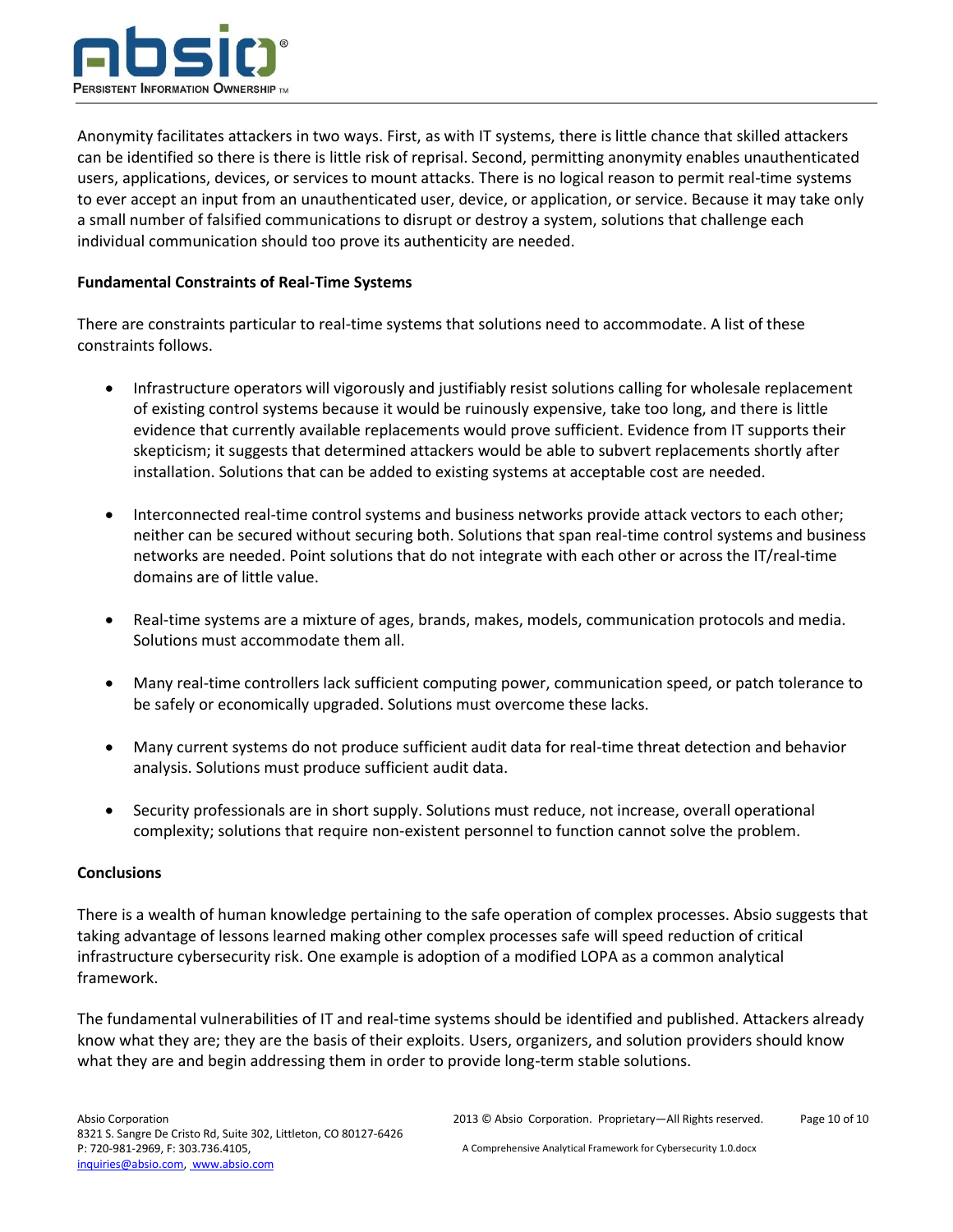Anonymity facilitates attackers in two ways. First, as with IT systems, there is little chance that skilled attackers can be identified so there is there is little risk of reprisal. Second, permitting anonymity enables unauthenticated users, applications, devices, or services to mount attacks. There is no logical reason to permit real-time systems to ever accept an input from an unauthenticated user, device, or application, or service. Because it may take only a small number of falsified communications to disrupt or destroy a system, solutions that challenge each individual communication should too prove its authenticity are needed.

**Fundamental Constraints of Real-Time Systems**

There are constraints particular to real-time systems that solutions need to accommodate. A list of these constraints follows.

- Infrastructure operators will vigorously and justifiably resist solutions calling for wholesale replacement of existing control systems because it would be ruinously expensive, take too long, and there is little evidence that currently available replacements would prove sufficient. Evidence from IT supports their skepticism; it suggests that determined attackers would be able to subvert replacements shortly after installation. Solutions that can be added to existing systems at acceptable cost are needed.

- Interconnected real-time control systems and business networks provide attack vectors to each other; neither can be secured without securing both. Solutions that span real-time control systems and business networks are needed. Point solutions that do not integrate with each other or across the IT/real-time domains are of little value.

- Real-time systems are a mixture of ages, brands, makes, models, communication protocols and media. Solutions must accommodate them all.

- Many real-time controllers lack sufficient computing power, communication speed, or patch tolerance to be safely or economically upgraded. Solutions must overcome these lacks.

- Many current systems do not produce sufficient audit data for real-time threat detection and behavior analysis. Solutions must produce sufficient audit data.

- Security professionals are in short supply. Solutions must reduce, not increase, overall operational complexity; solutions that require non-existent personnel to function cannot solve the problem.

**Conclusions**

There is a wealth of human knowledge pertaining to the safe operation of complex processes. Absio suggests that taking advantage of lessons learned making other complex processes safe will speed reduction of critical infrastructure cybersecurity risk. One example is adoption of a modified LOPA as a common analytical framework.

The fundamental vulnerabilities of IT and real-time systems should be identified and published. Attackers already know what they are; they are the basis of their exploits. Users, organizers, and solution providers should know what they are and begin addressing them in order to provide long-term stable solutions.